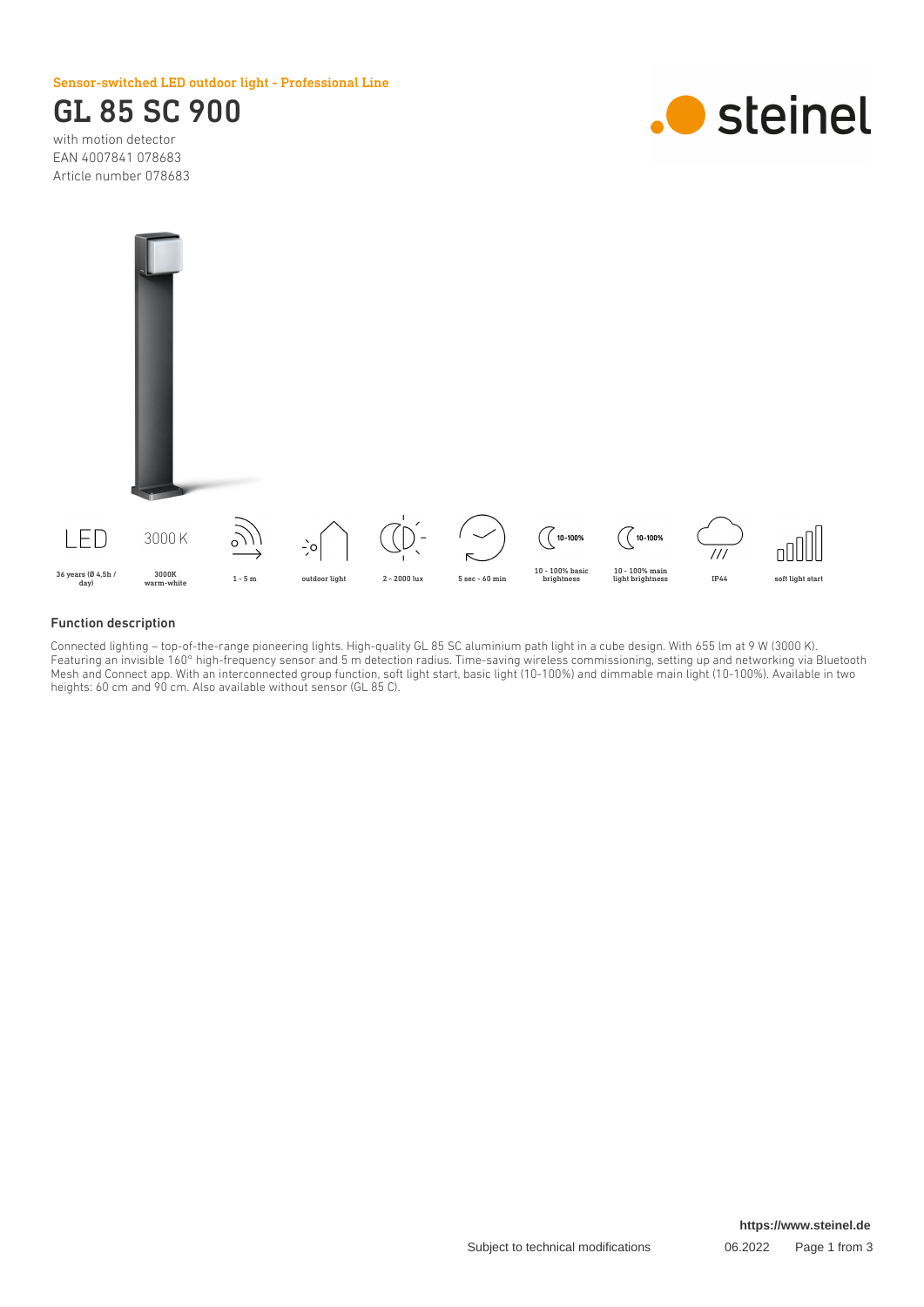Sensor-switched LED outdoor light - Professional Line

# GL 85 SC 900

with motion detector
EAN 4007841 078683
Article number 078683

| LED | 3000 K | | | | | | | | |
|---|---|---|---|---|---|---|---|---|---|
| 36 years (Ø 4,5h / day) | 3000K warm-white | 1 - 5 m | outdoor light | 2 - 2000 lux | 5 sec - 60 min | 10 - 100% basic brightness | 10 - 100% main light brightness | IP44 | soft light start |

## Function description

Connected lighting – top-of-the-range pioneering lights. High-quality GL 85 SC aluminium path light in a cube design. With 655 lm at 9 W (3000 K). Featuring an invisible 160° high-frequency sensor and 5 m detection radius. Time-saving wireless commissioning, setting up and networking via Bluetooth Mesh and Connect app. With an interconnected group function, soft light start, basic light (10-100%) and dimmable main light (10-100%). Available in two heights: 60 cm and 90 cm. Also available without sensor (GL 85 C).

https://www.steinel.de

Subject to technical modifications 06.2022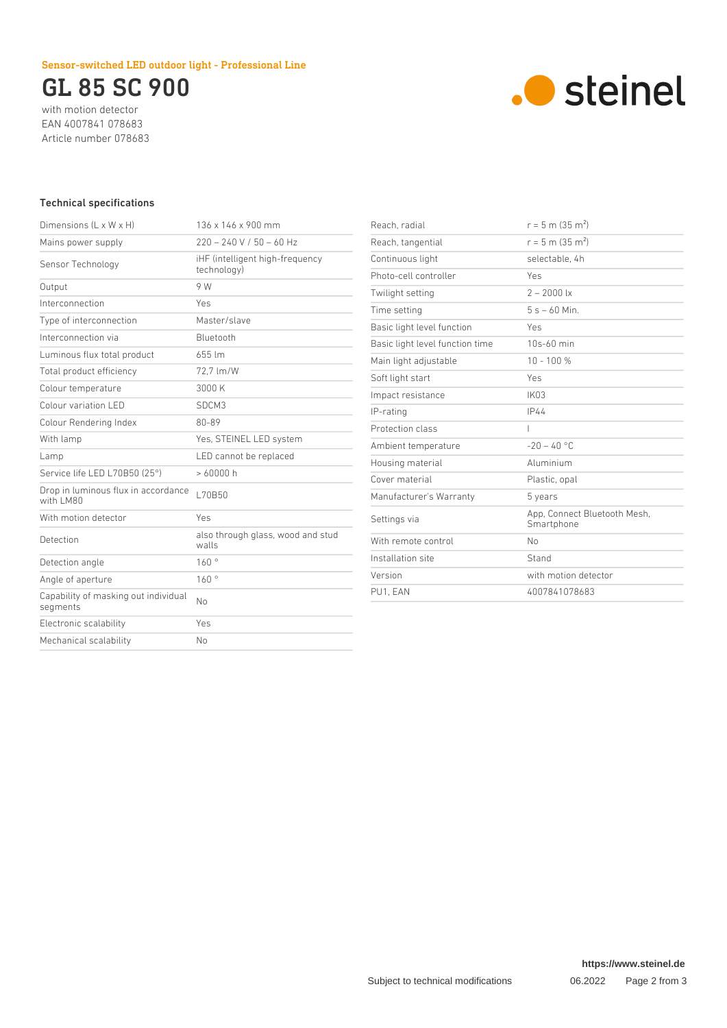Sensor-switched LED outdoor light - Professional Line

# GL 85 SC 900

with motion detector
EAN 4007841 078683
Article number 078683

## Technical specifications

| | |
|---|---|
| Dimensions (L x W x H) | 136 x 146 x 900 mm |
| Mains power supply | 220 – 240 V / 50 – 60 Hz |
| Sensor Technology | iHF (intelligent high-frequency technology) |
| Output | 9 W |
| Interconnection | Yes |
| Type of interconnection | Master/slave |
| Interconnection via | Bluetooth |
| Luminous flux total product | 655 lm |
| Total product efficiency | 72,7 lm/W |
| Colour temperature | 3000 K |
| Colour variation LED | SDCM3 |
| Colour Rendering Index | 80-89 |
| With lamp | Yes, STEINEL LED system |
| Lamp | LED cannot be replaced |
| Service life LED L70B50 (25°) | > 60000 h |
| Drop in luminous flux in accordance with LM80 | L70B50 |
| With motion detector | Yes |
| Detection | also through glass, wood and stud walls |
| Detection angle | 160 ° |
| Angle of aperture | 160 ° |
| Capability of masking out individual segments | No |
| Electronic scalability | Yes |
| Mechanical scalability | No |
| Reach, radial | r = 5 m (35 m$^2$) |
| Reach, tangential | r = 5 m (35 m$^2$) |
| Continuous light | selectable, 4h |
| Photo-cell controller | Yes |
| Twilight setting | 2 – 2000 lx |
| Time setting | 5 s – 60 Min. |
| Basic light level function | Yes |
| Basic light level function time | 10s-60 min |
| Main light adjustable | 10 - 100 % |
| Soft light start | Yes |
| Impact resistance | IK03 |
| IP-rating | IP44 |
| Protection class | I |
| Ambient temperature | -20 – 40 °C |
| Housing material | Aluminium |
| Cover material | Plastic, opal |
| Manufacturer's Warranty | 5 years |
| Settings via | App, Connect Bluetooth Mesh, Smartphone |
| With remote control | No |
| Installation site | Stand |
| Version | with motion detector |
| PU1, EAN | 4007841078683 |

Subject to technical modifications 06.2022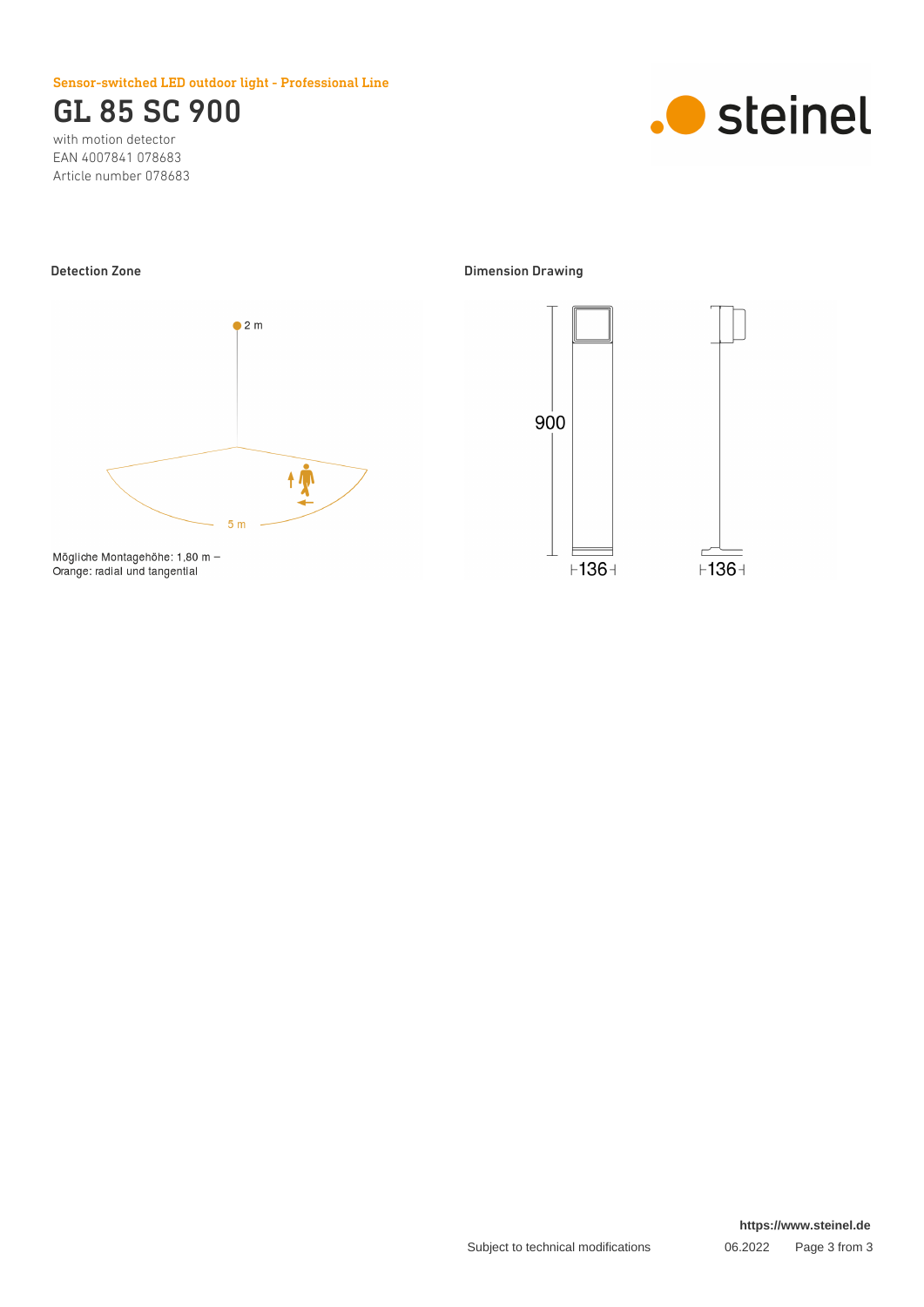Sensor-switched LED outdoor light - Professional Line

# GL 85 SC 900

with motion detector
EAN 4007841 078683
Article number 078683

## Detection Zone

2 m

5 m

Mögliche Montagehöhe: 1,80 m –
Orange: radial und tangential

## Dimension Drawing

900

136

136

https://www.steinel.de

Subject to technical modifications

06.2022